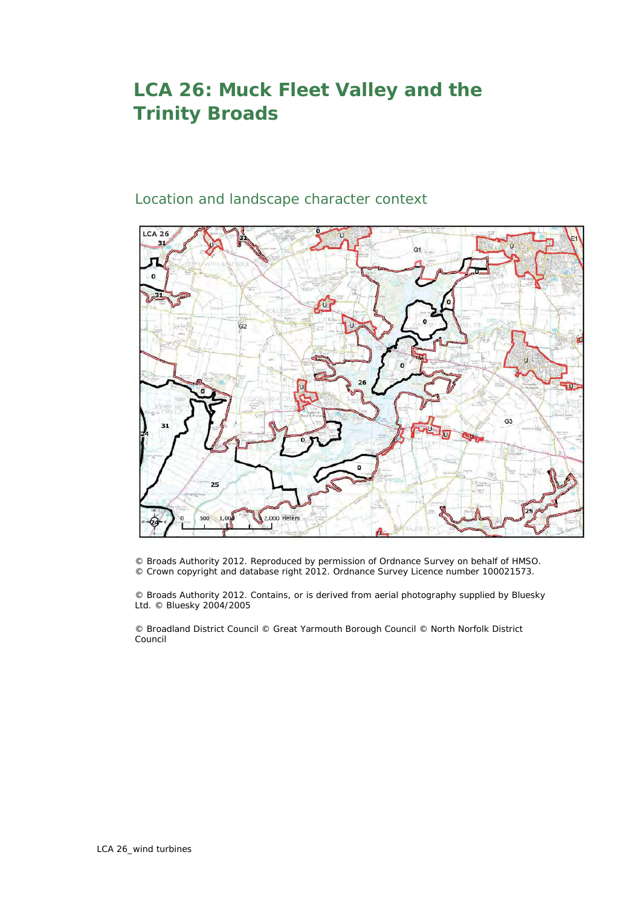# LCA 26: Muck Fleet Valley and the Trinity Broads

## Location and landscape character context

© Broads Authority 2012. Reproduced by permission of Ordnance Survey on behalf of HMSO.
© Crown copyright and database right 2012. Ordnance Survey Licence number 100021573.

© Broads Authority 2012. Contains, or is derived from aerial photography supplied by Bluesky Ltd. © Bluesky 2004/2005

© Broadland District Council © Great Yarmouth Borough Council © North Norfolk District Council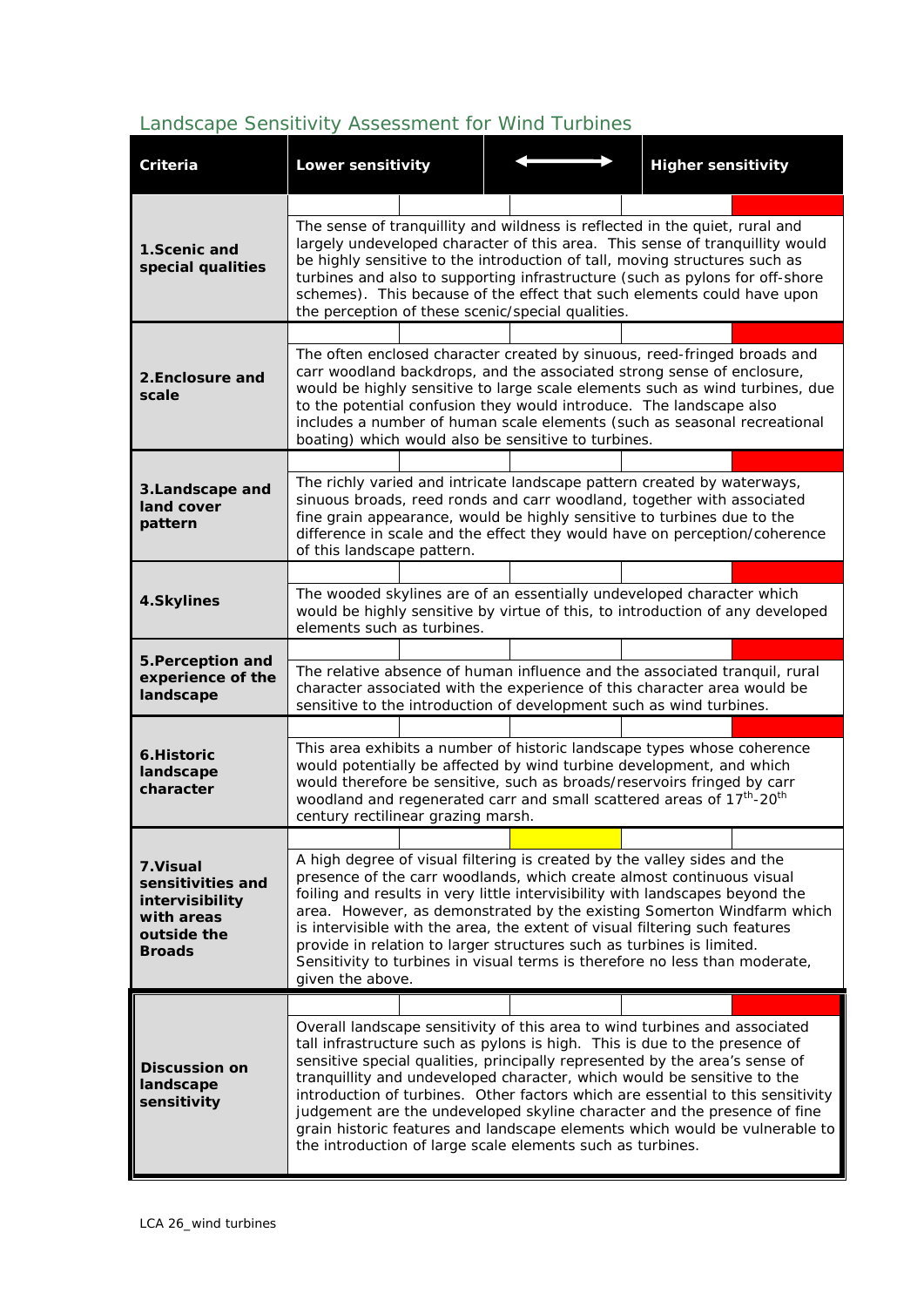## Landscape Sensitivity Assessment for Wind Turbines

| Criteria | Lower sensitivity | ⟷ | Higher sensitivity |
|---|---|---|---|
| **1.Scenic and special qualities** | The sense of tranquillity and wildness is reflected in the quiet, rural and largely undeveloped character of this area. This sense of tranquillity would be highly sensitive to the introduction of tall, moving structures such as turbines and also to supporting infrastructure (such as pylons for off-shore schemes). This because of the effect that such elements could have upon the perception of these scenic/special qualities. | | |
| **2.Enclosure and scale** | The often enclosed character created by sinuous, reed-fringed broads and carr woodland backdrops, and the associated strong sense of enclosure, would be highly sensitive to large scale elements such as wind turbines, due to the potential confusion they would introduce. The landscape also includes a number of human scale elements (such as seasonal recreational boating) which would also be sensitive to turbines. | | |
| **3.Landscape and land cover pattern** | The richly varied and intricate landscape pattern created by waterways, sinuous broads, reed ronds and carr woodland, together with associated fine grain appearance, would be highly sensitive to turbines due to the difference in scale and the effect they would have on perception/coherence of this landscape pattern. | | |
| **4.Skylines** | The wooded skylines are of an essentially undeveloped character which would be highly sensitive by virtue of this, to introduction of any developed elements such as turbines. | | |
| **5.Perception and experience of the landscape** | The relative absence of human influence and the associated tranquil, rural character associated with the experience of this character area would be sensitive to the introduction of development such as wind turbines. | | |
| **6.Historic landscape character** | This area exhibits a number of historic landscape types whose coherence would potentially be affected by wind turbine development, and which would therefore be sensitive, such as broads/reservoirs fringed by carr woodland and regenerated carr and small scattered areas of 17th-20th century rectilinear grazing marsh. | | |
| **7.Visual sensitivities and intervisibility with areas outside the Broads** | A high degree of visual filtering is created by the valley sides and the presence of the carr woodlands, which create almost continuous visual foiling and results in very little intervisibility with landscapes beyond the area. However, as demonstrated by the existing Somerton Windfarm which is intervisible with the area, the extent of visual filtering such features provide in relation to larger structures such as turbines is limited. Sensitivity to turbines in visual terms is therefore no less than moderate, given the above. | | |
| **Discussion on landscape sensitivity** | Overall landscape sensitivity of this area to wind turbines and associated tall infrastructure such as pylons is high. This is due to the presence of sensitive special qualities, principally represented by the area's sense of tranquillity and undeveloped character, which would be sensitive to the introduction of turbines. Other factors which are essential to this sensitivity judgement are the undeveloped skyline character and the presence of fine grain historic features and landscape elements which would be vulnerable to the introduction of large scale elements such as turbines. | | |

LCA 26_wind turbines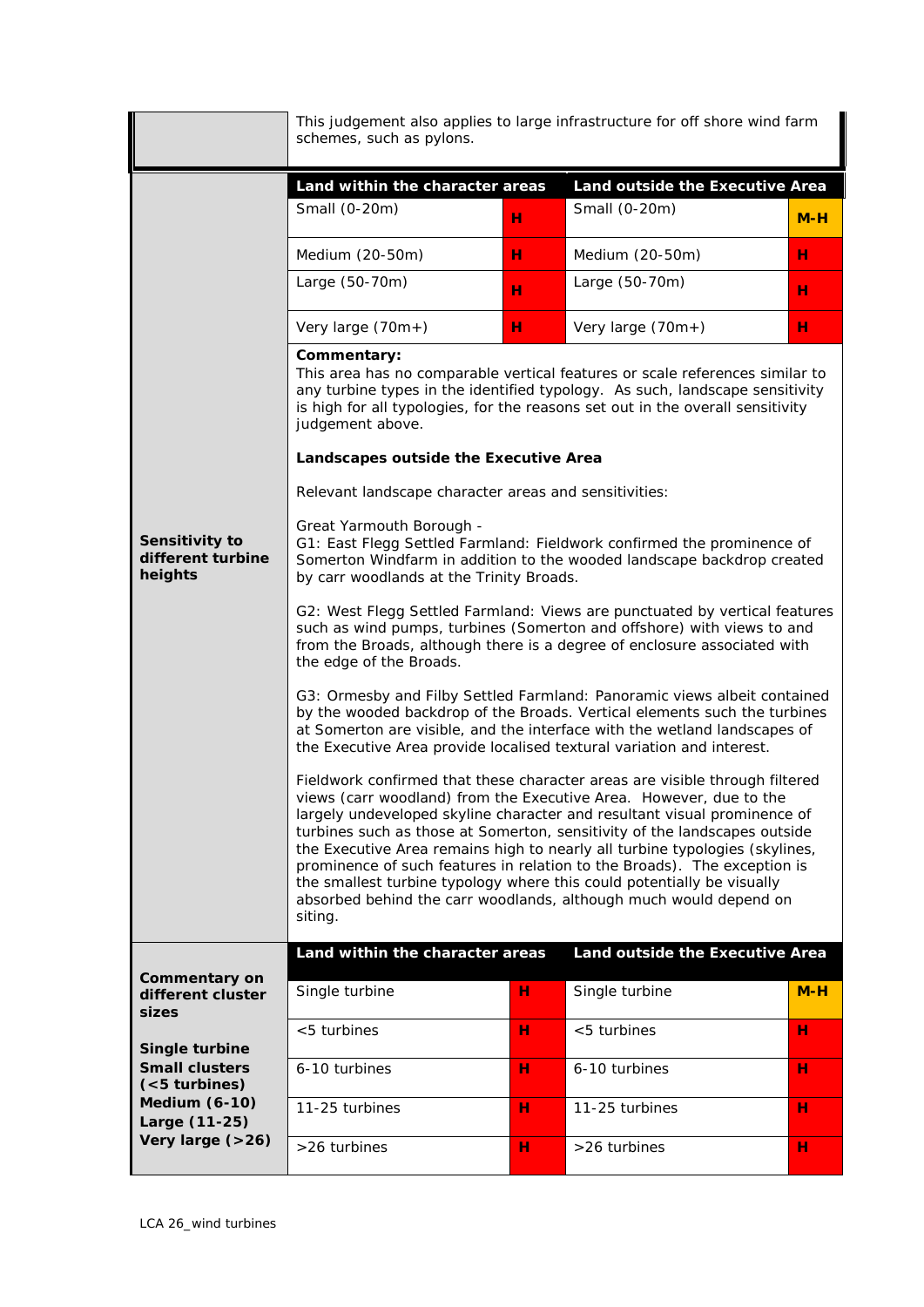| | This judgement also applies to large infrastructure for off shore wind farm schemes, such as pylons. | | | |
|---|---|---|---|---|
| **Sensitivity to different turbine heights** | **Land within the character areas** | | **Land outside the Executive Area** | |
| | Small (0-20m) | H | Small (0-20m) | M-H |
| | Medium (20-50m) | H | Medium (20-50m) | H |
| | Large (50-70m) | H | Large (50-70m) | H |
| | Very large (70m+) | H | Very large (70m+) | H |
| | **Commentary:** This area has no comparable vertical features or scale references similar to any turbine types in the identified typology. As such, landscape sensitivity is high for all typologies, for the reasons set out in the overall sensitivity judgement above. **Landscapes outside the Executive Area** Relevant landscape character areas and sensitivities: Great Yarmouth Borough - G1: East Flegg Settled Farmland: Fieldwork confirmed the prominence of Somerton Windfarm in addition to the wooded landscape backdrop created by carr woodlands at the Trinity Broads. G2: West Flegg Settled Farmland: Views are punctuated by vertical features such as wind pumps, turbines (Somerton and offshore) with views to and from the Broads, although there is a degree of enclosure associated with the edge of the Broads. G3: Ormesby and Filby Settled Farmland: Panoramic views albeit contained by the wooded backdrop of the Broads. Vertical elements such the turbines at Somerton are visible, and the interface with the wetland landscapes of the Executive Area provide localised textural variation and interest. Fieldwork confirmed that these character areas are visible through filtered views (carr woodland) from the Executive Area. However, due to the largely undeveloped skyline character and resultant visual prominence of turbines such as those at Somerton, sensitivity of the landscapes outside the Executive Area remains high to nearly all turbine typologies (skylines, prominence of such features in relation to the Broads). The exception is the smallest turbine typology where this could potentially be visually absorbed behind the carr woodlands, although much would depend on siting. | | | |
| **Commentary on different cluster sizes** **Single turbine** **Small clusters (<5 turbines)** **Medium (6-10)** **Large (11-25)** **Very large (>26)** | **Land within the character areas** | | **Land outside the Executive Area** | |
| | Single turbine | H | Single turbine | M-H |
| | <5 turbines | H | <5 turbines | H |
| | 6-10 turbines | H | 6-10 turbines | H |
| | 11-25 turbines | H | 11-25 turbines | H |
| | >26 turbines | H | >26 turbines | H |

LCA 26_wind turbines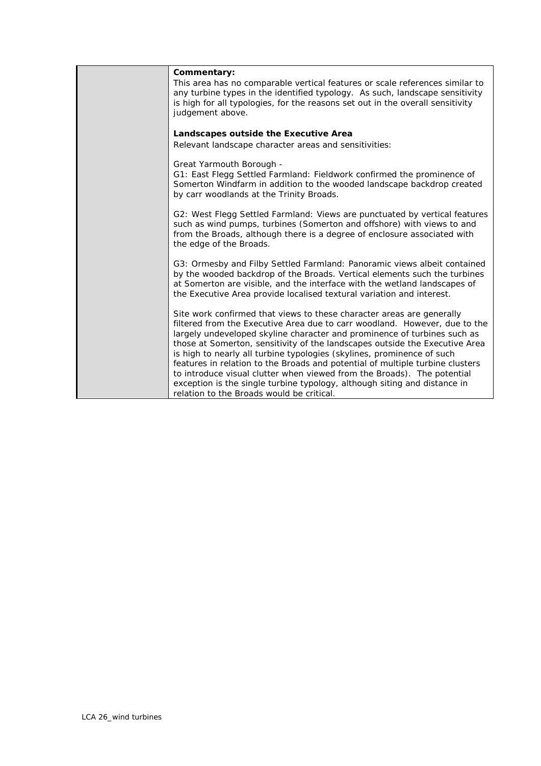**Commentary:**

This area has no comparable vertical features or scale references similar to any turbine types in the identified typology. As such, landscape sensitivity is high for all typologies, for the reasons set out in the overall sensitivity judgement above.

**Landscapes outside the Executive Area**

Relevant landscape character areas and sensitivities:

Great Yarmouth Borough -
G1: East Flegg Settled Farmland: Fieldwork confirmed the prominence of Somerton Windfarm in addition to the wooded landscape backdrop created by carr woodlands at the Trinity Broads.

G2: West Flegg Settled Farmland: Views are punctuated by vertical features such as wind pumps, turbines (Somerton and offshore) with views to and from the Broads, although there is a degree of enclosure associated with the edge of the Broads.

G3: Ormesby and Filby Settled Farmland: Panoramic views albeit contained by the wooded backdrop of the Broads. Vertical elements such the turbines at Somerton are visible, and the interface with the wetland landscapes of the Executive Area provide localised textural variation and interest.

Site work confirmed that views to these character areas are generally filtered from the Executive Area due to carr woodland. However, due to the largely undeveloped skyline character and prominence of turbines such as those at Somerton, sensitivity of the landscapes outside the Executive Area is high to nearly all turbine typologies (skylines, prominence of such features in relation to the Broads and potential of multiple turbine clusters to introduce visual clutter when viewed from the Broads). The potential exception is the single turbine typology, although siting and distance in relation to the Broads would be critical.